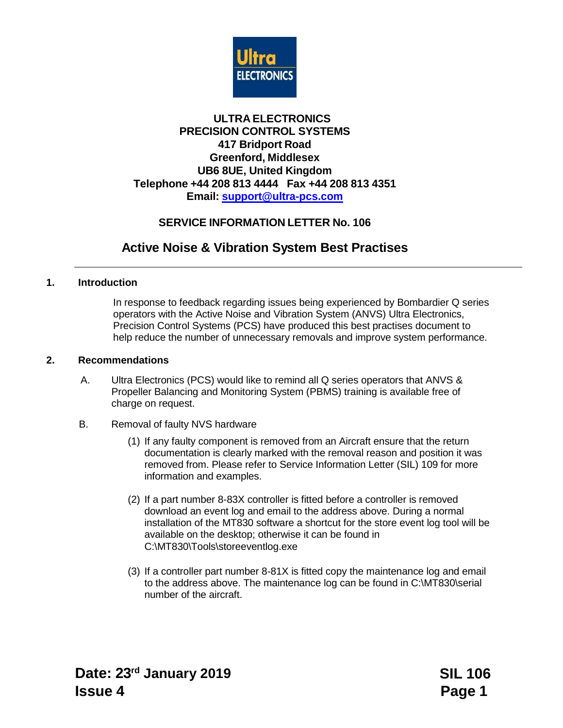**ULTRA ELECTRONICS**
**PRECISION CONTROL SYSTEMS**
**417 Bridport Road**
**Greenford, Middlesex**
**UB6 8UE, United Kingdom**
**Telephone +44 208 813 4444 Fax +44 208 813 4351**
**Email: support@ultra-pcs.com**

## SERVICE INFORMATION LETTER No. 106

# Active Noise & Vibration System Best Practises

---

### 1. Introduction

In response to feedback regarding issues being experienced by Bombardier Q series operators with the Active Noise and Vibration System (ANVS) Ultra Electronics, Precision Control Systems (PCS) have produced this best practises document to help reduce the number of unnecessary removals and improve system performance.

### 2. Recommendations

A. Ultra Electronics (PCS) would like to remind all Q series operators that ANVS & Propeller Balancing and Monitoring System (PBMS) training is available free of charge on request.

B. Removal of faulty NVS hardware

(1) If any faulty component is removed from an Aircraft ensure that the return documentation is clearly marked with the removal reason and position it was removed from. Please refer to Service Information Letter (SIL) 109 for more information and examples.

(2) If a part number 8-83X controller is fitted before a controller is removed download an event log and email to the address above. During a normal installation of the MT830 software a shortcut for the store event log tool will be available on the desktop; otherwise it can be found in C:\MT830\Tools\storeeventlog.exe

(3) If a controller part number 8-81X is fitted copy the maintenance log and email to the address above. The maintenance log can be found in C:\MT830\serial number of the aircraft.

**Date: 23rd January 2019**
**Issue 4**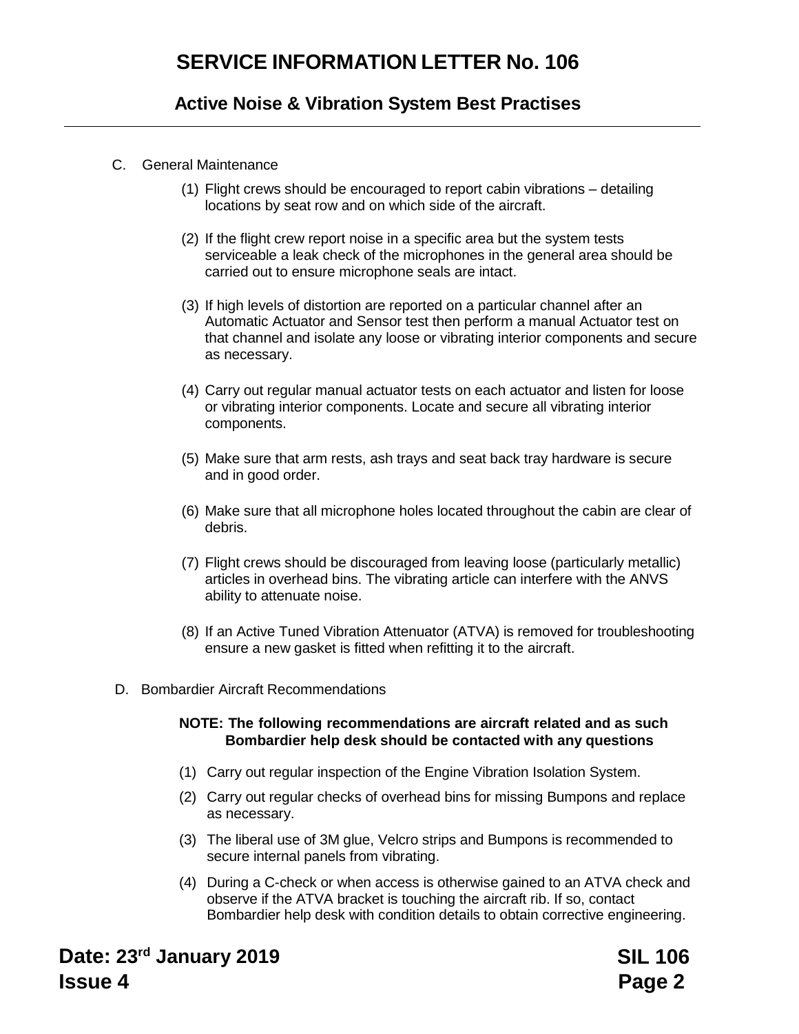C. General Maintenance

(1) Flight crews should be encouraged to report cabin vibrations – detailing locations by seat row and on which side of the aircraft.

(2) If the flight crew report noise in a specific area but the system tests serviceable a leak check of the microphones in the general area should be carried out to ensure microphone seals are intact.

(3) If high levels of distortion are reported on a particular channel after an Automatic Actuator and Sensor test then perform a manual Actuator test on that channel and isolate any loose or vibrating interior components and secure as necessary.

(4) Carry out regular manual actuator tests on each actuator and listen for loose or vibrating interior components. Locate and secure all vibrating interior components.

(5) Make sure that arm rests, ash trays and seat back tray hardware is secure and in good order.

(6) Make sure that all microphone holes located throughout the cabin are clear of debris.

(7) Flight crews should be discouraged from leaving loose (particularly metallic) articles in overhead bins. The vibrating article can interfere with the ANVS ability to attenuate noise.

(8) If an Active Tuned Vibration Attenuator (ATVA) is removed for troubleshooting ensure a new gasket is fitted when refitting it to the aircraft.

D. Bombardier Aircraft Recommendations

**NOTE: The following recommendations are aircraft related and as such Bombardier help desk should be contacted with any questions**

(1) Carry out regular inspection of the Engine Vibration Isolation System.

(2) Carry out regular checks of overhead bins for missing Bumpons and replace as necessary.

(3) The liberal use of 3M glue, Velcro strips and Bumpons is recommended to secure internal panels from vibrating.

(4) During a C-check or when access is otherwise gained to an ATVA check and observe if the ATVA bracket is touching the aircraft rib. If so, contact Bombardier help desk with condition details to obtain corrective engineering.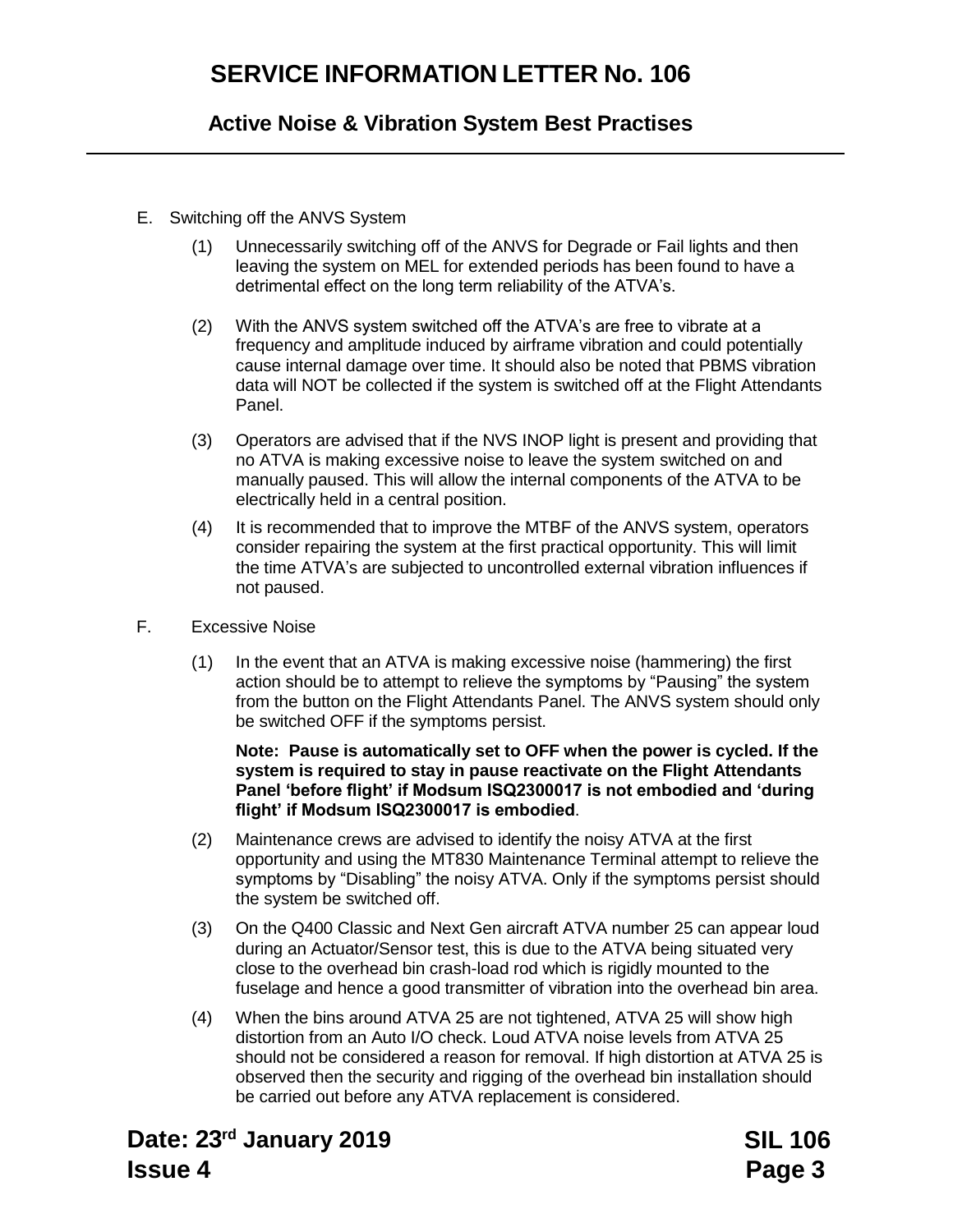E. Switching off the ANVS System

(1) Unnecessarily switching off of the ANVS for Degrade or Fail lights and then leaving the system on MEL for extended periods has been found to have a detrimental effect on the long term reliability of the ATVA's.

(2) With the ANVS system switched off the ATVA's are free to vibrate at a frequency and amplitude induced by airframe vibration and could potentially cause internal damage over time. It should also be noted that PBMS vibration data will NOT be collected if the system is switched off at the Flight Attendants Panel.

(3) Operators are advised that if the NVS INOP light is present and providing that no ATVA is making excessive noise to leave the system switched on and manually paused. This will allow the internal components of the ATVA to be electrically held in a central position.

(4) It is recommended that to improve the MTBF of the ANVS system, operators consider repairing the system at the first practical opportunity. This will limit the time ATVA's are subjected to uncontrolled external vibration influences if not paused.

F. Excessive Noise

(1) In the event that an ATVA is making excessive noise (hammering) the first action should be to attempt to relieve the symptoms by "Pausing" the system from the button on the Flight Attendants Panel. The ANVS system should only be switched OFF if the symptoms persist.

**Note: Pause is automatically set to OFF when the power is cycled. If the system is required to stay in pause reactivate on the Flight Attendants Panel 'before flight' if Modsum ISQ2300017 is not embodied and 'during flight' if Modsum ISQ2300017 is embodied**.

(2) Maintenance crews are advised to identify the noisy ATVA at the first opportunity and using the MT830 Maintenance Terminal attempt to relieve the symptoms by "Disabling" the noisy ATVA. Only if the symptoms persist should the system be switched off.

(3) On the Q400 Classic and Next Gen aircraft ATVA number 25 can appear loud during an Actuator/Sensor test, this is due to the ATVA being situated very close to the overhead bin crash-load rod which is rigidly mounted to the fuselage and hence a good transmitter of vibration into the overhead bin area.

(4) When the bins around ATVA 25 are not tightened, ATVA 25 will show high distortion from an Auto I/O check. Loud ATVA noise levels from ATVA 25 should not be considered a reason for removal. If high distortion at ATVA 25 is observed then the security and rigging of the overhead bin installation should be carried out before any ATVA replacement is considered.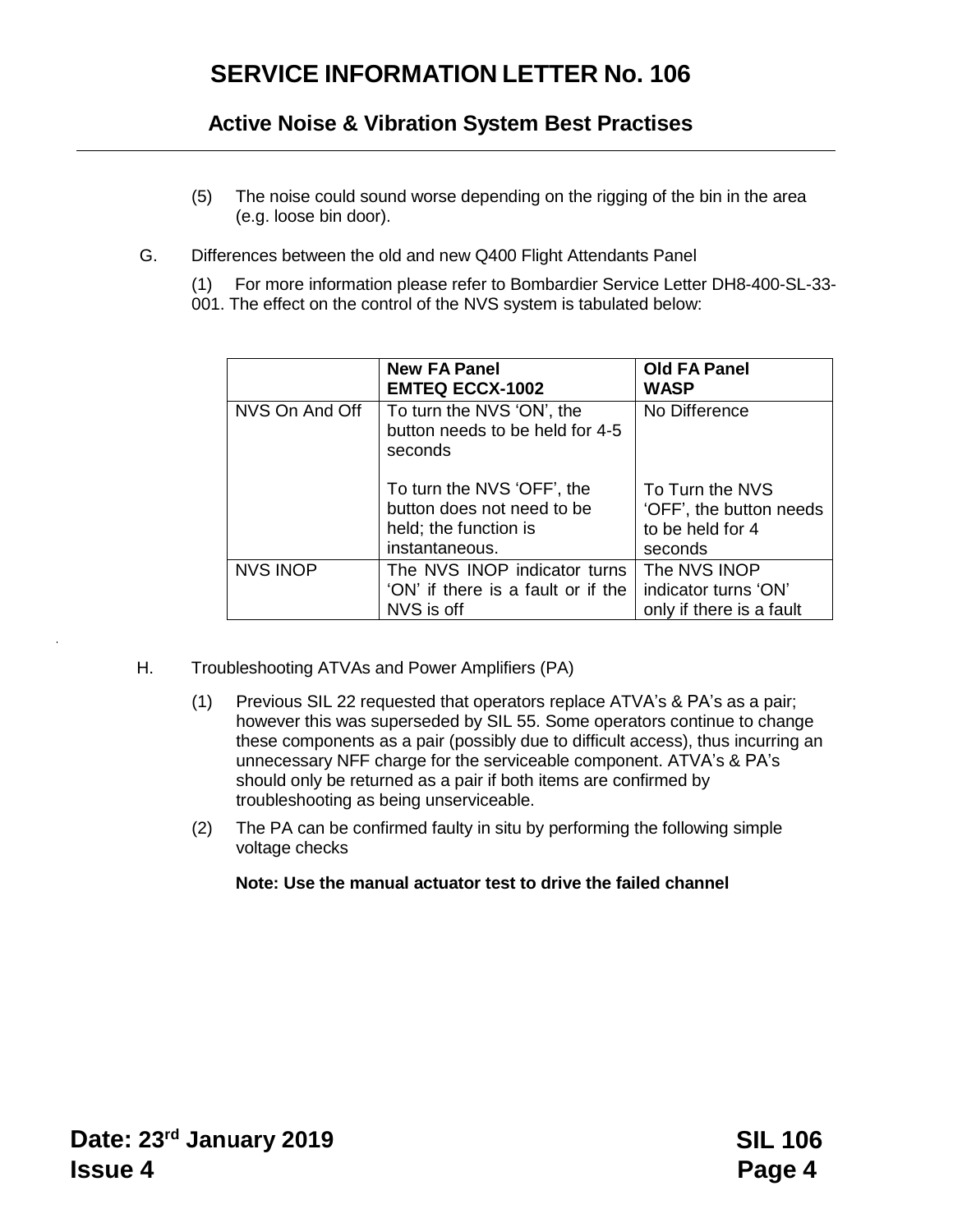(5) The noise could sound worse depending on the rigging of the bin in the area (e.g. loose bin door).

G. Differences between the old and new Q400 Flight Attendants Panel

(1) For more information please refer to Bombardier Service Letter DH8-400-SL-33-001. The effect on the control of the NVS system is tabulated below:

| | **New FA Panel EMTEQ ECCX-1002** | **Old FA Panel WASP** |
|---|---|---|
| NVS On And Off | To turn the NVS 'ON', the button needs to be held for 4-5 seconds<br><br>To turn the NVS 'OFF', the button does not need to be held; the function is instantaneous. | No Difference<br><br>To Turn the NVS 'OFF', the button needs to be held for 4 seconds |
| NVS INOP | The NVS INOP indicator turns 'ON' if there is a fault or if the NVS is off | The NVS INOP indicator turns 'ON' only if there is a fault |

H. Troubleshooting ATVAs and Power Amplifiers (PA)

(1) Previous SIL 22 requested that operators replace ATVA's & PA's as a pair; however this was superseded by SIL 55. Some operators continue to change these components as a pair (possibly due to difficult access), thus incurring an unnecessary NFF charge for the serviceable component. ATVA's & PA's should only be returned as a pair if both items are confirmed by troubleshooting as being unserviceable.

(2) The PA can be confirmed faulty in situ by performing the following simple voltage checks

**Note: Use the manual actuator test to drive the failed channel**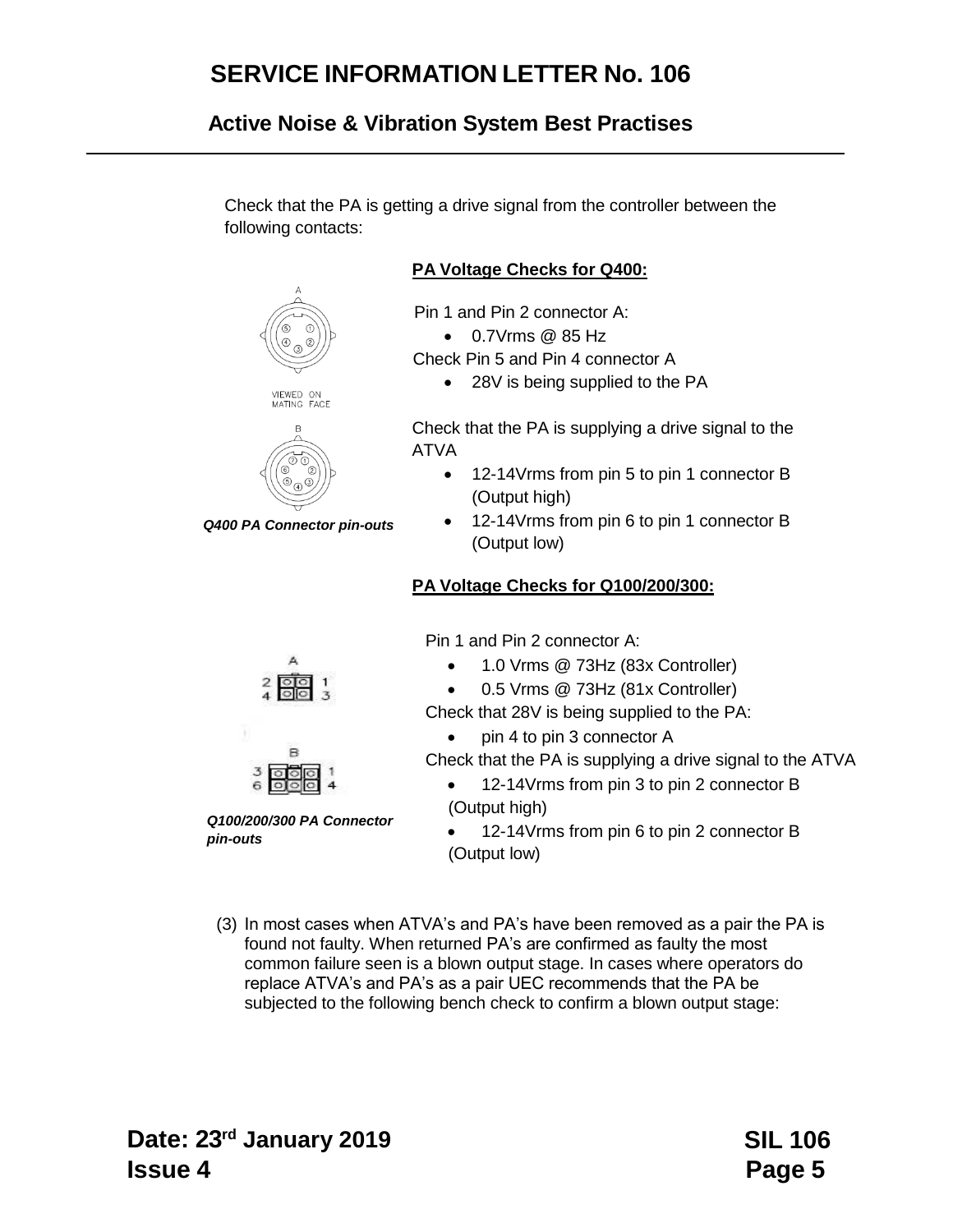Check that the PA is getting a drive signal from the controller between the following contacts:

**PA Voltage Checks for Q400:**

Pin 1 and Pin 2 connector A:

- 0.7Vrms @ 85 Hz

Check Pin 5 and Pin 4 connector A

- 28V is being supplied to the PA

Check that the PA is supplying a drive signal to the ATVA

- 12-14Vrms from pin 5 to pin 1 connector B (Output high)
- 12-14Vrms from pin 6 to pin 1 connector B (Output low)

*Q400 PA Connector pin-outs*

**PA Voltage Checks for Q100/200/300:**

Pin 1 and Pin 2 connector A:

- 1.0 Vrms @ 73Hz (83x Controller)
- 0.5 Vrms @ 73Hz (81x Controller)

Check that 28V is being supplied to the PA:

- pin 4 to pin 3 connector A

Check that the PA is supplying a drive signal to the ATVA

- 12-14Vrms from pin 3 to pin 2 connector B (Output high)
- 12-14Vrms from pin 6 to pin 2 connector B (Output low)

*Q100/200/300 PA Connector pin-outs*

(3) In most cases when ATVA's and PA's have been removed as a pair the PA is found not faulty. When returned PA's are confirmed as faulty the most common failure seen is a blown output stage. In cases where operators do replace ATVA's and PA's as a pair UEC recommends that the PA be subjected to the following bench check to confirm a blown output stage: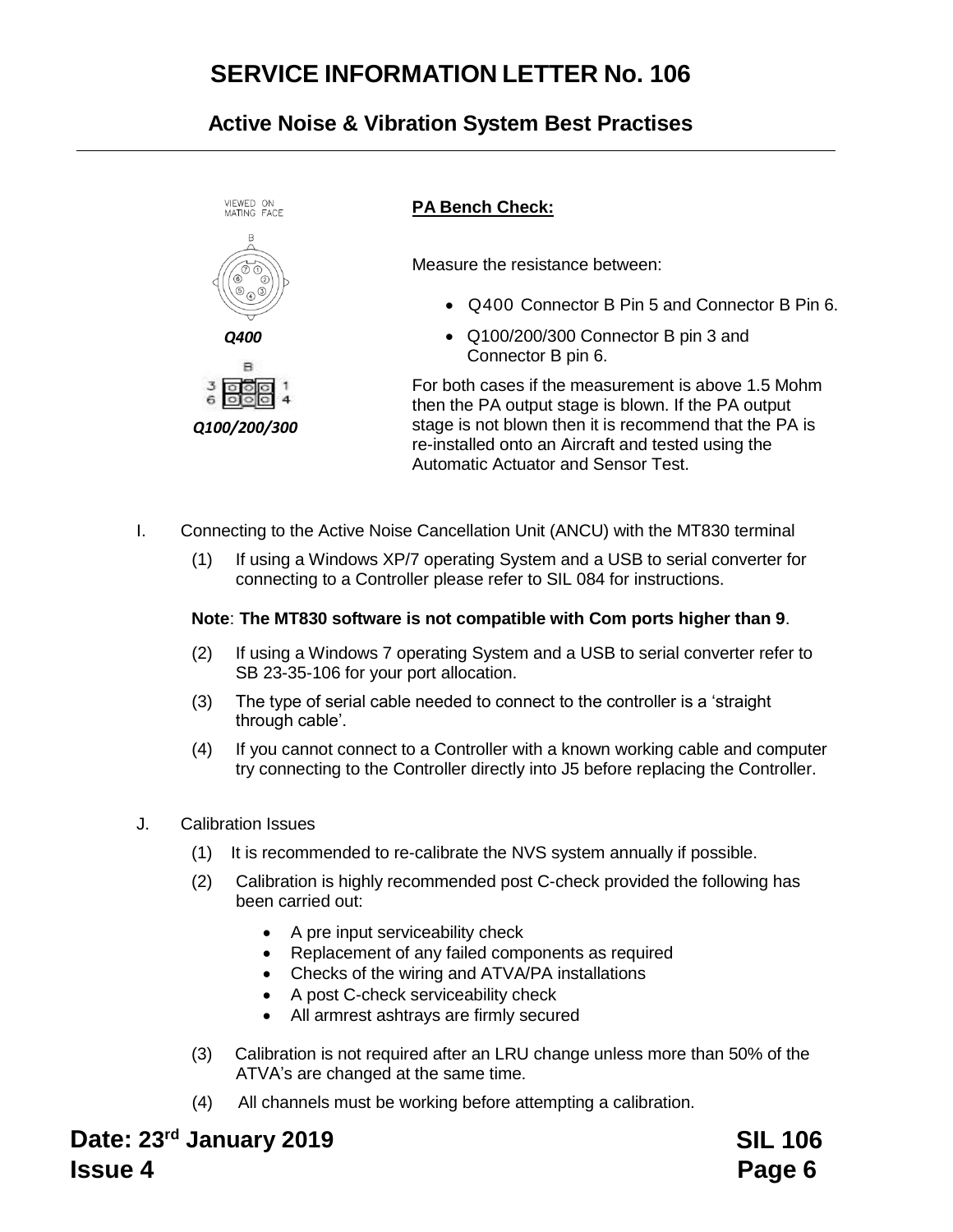**PA Bench Check:**

Measure the resistance between:

- Q400 Connector B Pin 5 and Connector B Pin 6.
- Q100/200/300 Connector B pin 3 and Connector B pin 6.

For both cases if the measurement is above 1.5 Mohm then the PA output stage is blown. If the PA output stage is not blown then it is recommend that the PA is re-installed onto an Aircraft and tested using the Automatic Actuator and Sensor Test.

*Q400*

*Q100/200/300*

I. Connecting to the Active Noise Cancellation Unit (ANCU) with the MT830 terminal

(1) If using a Windows XP/7 operating System and a USB to serial converter for connecting to a Controller please refer to SIL 084 for instructions.

**Note**: **The MT830 software is not compatible with Com ports higher than 9**.

(2) If using a Windows 7 operating System and a USB to serial converter refer to SB 23-35-106 for your port allocation.

(3) The type of serial cable needed to connect to the controller is a 'straight through cable'.

(4) If you cannot connect to a Controller with a known working cable and computer try connecting to the Controller directly into J5 before replacing the Controller.

J. Calibration Issues

(1) It is recommended to re-calibrate the NVS system annually if possible.

(2) Calibration is highly recommended post C-check provided the following has been carried out:

- A pre input serviceability check
- Replacement of any failed components as required
- Checks of the wiring and ATVA/PA installations
- A post C-check serviceability check
- All armrest ashtrays are firmly secured

(3) Calibration is not required after an LRU change unless more than 50% of the ATVA's are changed at the same time.

(4) All channels must be working before attempting a calibration.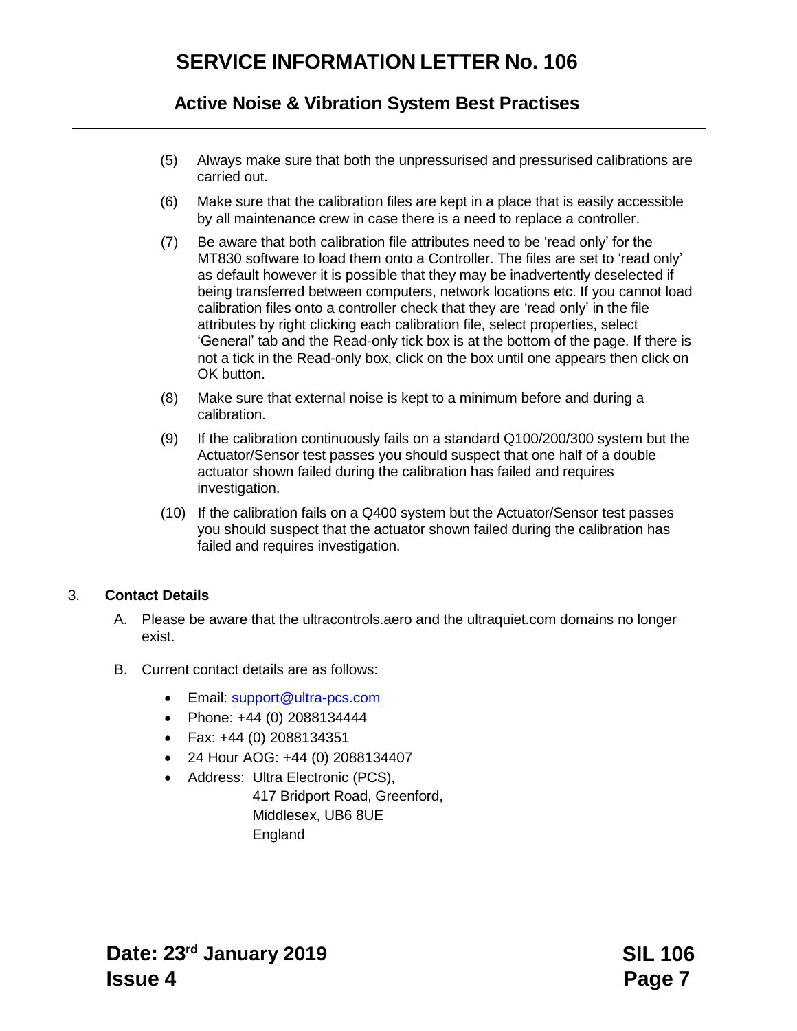(5) Always make sure that both the unpressurised and pressurised calibrations are carried out.

(6) Make sure that the calibration files are kept in a place that is easily accessible by all maintenance crew in case there is a need to replace a controller.

(7) Be aware that both calibration file attributes need to be 'read only' for the MT830 software to load them onto a Controller. The files are set to 'read only' as default however it is possible that they may be inadvertently deselected if being transferred between computers, network locations etc. If you cannot load calibration files onto a controller check that they are 'read only' in the file attributes by right clicking each calibration file, select properties, select 'General' tab and the Read-only tick box is at the bottom of the page. If there is not a tick in the Read-only box, click on the box until one appears then click on OK button.

(8) Make sure that external noise is kept to a minimum before and during a calibration.

(9) If the calibration continuously fails on a standard Q100/200/300 system but the Actuator/Sensor test passes you should suspect that one half of a double actuator shown failed during the calibration has failed and requires investigation.

(10) If the calibration fails on a Q400 system but the Actuator/Sensor test passes you should suspect that the actuator shown failed during the calibration has failed and requires investigation.

## 3. Contact Details

A. Please be aware that the ultracontrols.aero and the ultraquiet.com domains no longer exist.

B. Current contact details are as follows:

- Email: support@ultra-pcs.com
- Phone: +44 (0) 2088134444
- Fax: +44 (0) 2088134351
- 24 Hour AOG: +44 (0) 2088134407
- Address: Ultra Electronic (PCS),
  417 Bridport Road, Greenford,
  Middlesex, UB6 8UE
  England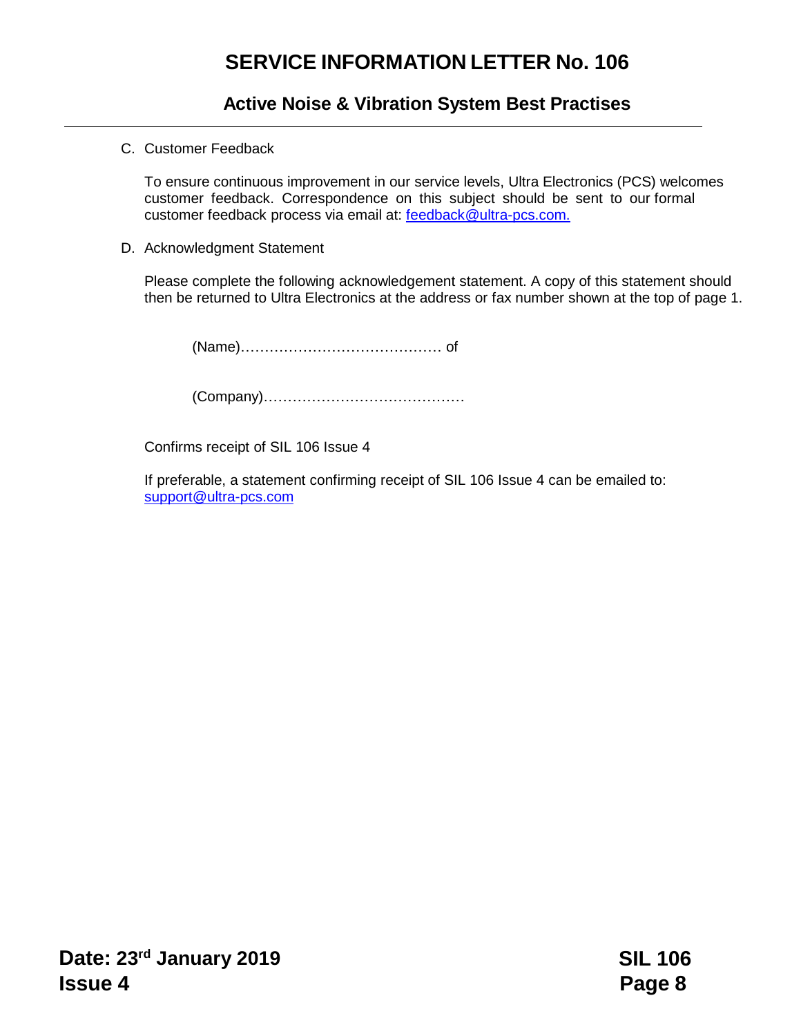C. Customer Feedback

To ensure continuous improvement in our service levels, Ultra Electronics (PCS) welcomes customer feedback. Correspondence on this subject should be sent to our formal customer feedback process via email at: feedback@ultra-pcs.com.

D. Acknowledgment Statement

Please complete the following acknowledgement statement. A copy of this statement should then be returned to Ultra Electronics at the address or fax number shown at the top of page 1.

(Name)…………………………………… of

(Company)……………………………………

Confirms receipt of SIL 106 Issue 4

If preferable, a statement confirming receipt of SIL 106 Issue 4 can be emailed to: support@ultra-pcs.com